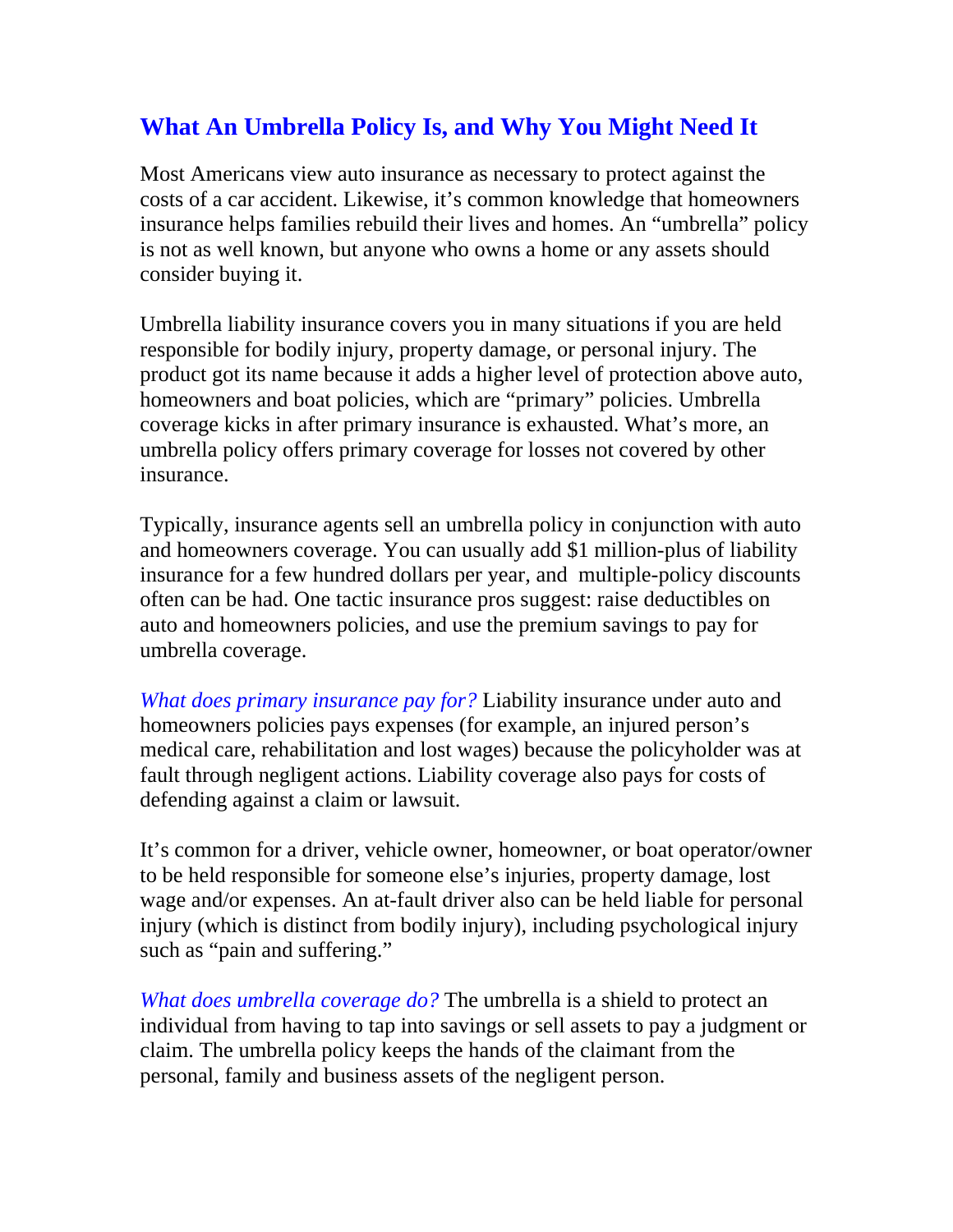# What An Umbrella Policy Is, and Why You Might Need It

Most Americans view auto insurance as necessary to protect against the costs of a car accident. Likewise, it's common knowledge that homeowners insurance helps families rebuild their lives and homes. An "umbrella" policy is not as well known, but anyone who owns a home or any assets should consider buying it.

Umbrella liability insurance covers you in many situations if you are held responsible for bodily injury, property damage, or personal injury. The product got its name because it adds a higher level of protection above auto, homeowners and boat policies, which are "primary" policies. Umbrella coverage kicks in after primary insurance is exhausted. What's more, an umbrella policy offers primary coverage for losses not covered by other insurance.

Typically, insurance agents sell an umbrella policy in conjunction with auto and homeowners coverage. You can usually add $1 million-plus of liability insurance for a few hundred dollars per year, and multiple-policy discounts often can be had. One tactic insurance pros suggest: raise deductibles on auto and homeowners policies, and use the premium savings to pay for umbrella coverage.

*What does primary insurance pay for?* Liability insurance under auto and homeowners policies pays expenses (for example, an injured person's medical care, rehabilitation and lost wages) because the policyholder was at fault through negligent actions. Liability coverage also pays for costs of defending against a claim or lawsuit.

It's common for a driver, vehicle owner, homeowner, or boat operator/owner to be held responsible for someone else's injuries, property damage, lost wage and/or expenses. An at-fault driver also can be held liable for personal injury (which is distinct from bodily injury), including psychological injury such as "pain and suffering."

*What does umbrella coverage do?* The umbrella is a shield to protect an individual from having to tap into savings or sell assets to pay a judgment or claim. The umbrella policy keeps the hands of the claimant from the personal, family and business assets of the negligent person.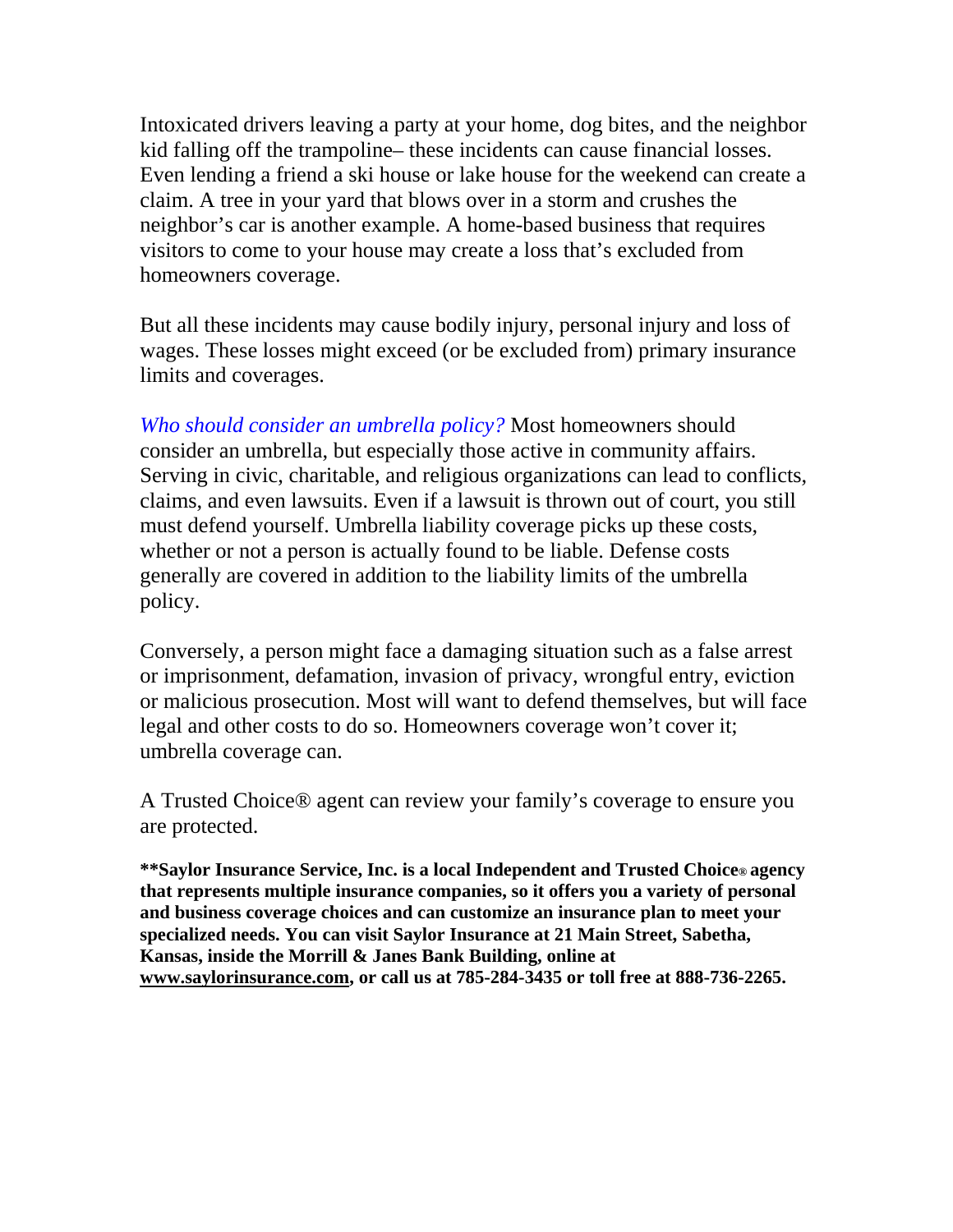Intoxicated drivers leaving a party at your home, dog bites, and the neighbor kid falling off the trampoline– these incidents can cause financial losses. Even lending a friend a ski house or lake house for the weekend can create a claim. A tree in your yard that blows over in a storm and crushes the neighbor's car is another example. A home-based business that requires visitors to come to your house may create a loss that's excluded from homeowners coverage.

But all these incidents may cause bodily injury, personal injury and loss of wages. These losses might exceed (or be excluded from) primary insurance limits and coverages.

*Who should consider an umbrella policy?* Most homeowners should consider an umbrella, but especially those active in community affairs. Serving in civic, charitable, and religious organizations can lead to conflicts, claims, and even lawsuits. Even if a lawsuit is thrown out of court, you still must defend yourself. Umbrella liability coverage picks up these costs, whether or not a person is actually found to be liable. Defense costs generally are covered in addition to the liability limits of the umbrella policy.

Conversely, a person might face a damaging situation such as a false arrest or imprisonment, defamation, invasion of privacy, wrongful entry, eviction or malicious prosecution. Most will want to defend themselves, but will face legal and other costs to do so. Homeowners coverage won't cover it; umbrella coverage can.

A Trusted Choice® agent can review your family's coverage to ensure you are protected.

**\*\*Saylor Insurance Service, Inc. is a local Independent and Trusted Choice® agency that represents multiple insurance companies, so it offers you a variety of personal and business coverage choices and can customize an insurance plan to meet your specialized needs. You can visit Saylor Insurance at 21 Main Street, Sabetha, Kansas, inside the Morrill & Janes Bank Building, online at www.saylorinsurance.com, or call us at 785-284-3435 or toll free at 888-736-2265.**